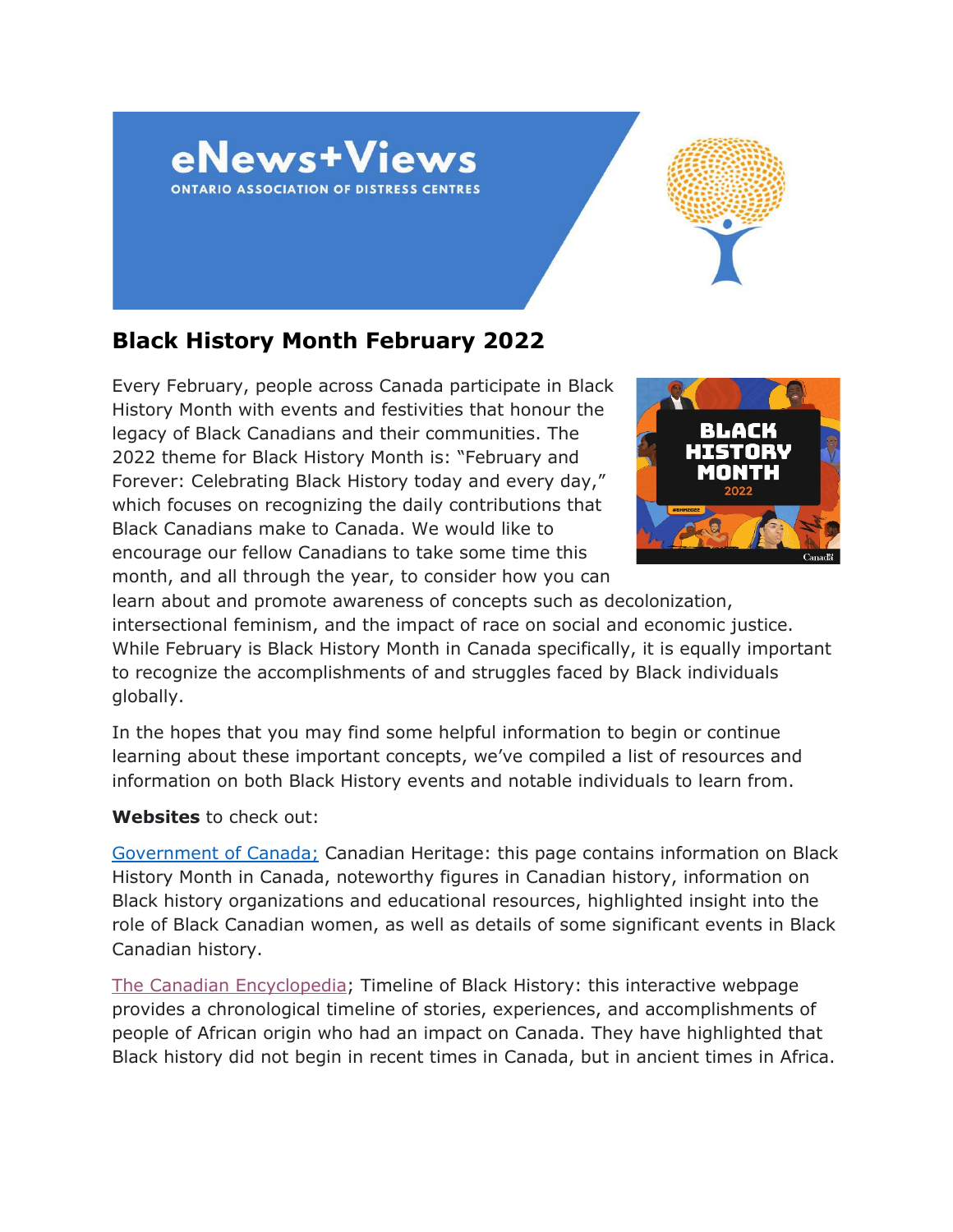eNews+Views

ONTARIO ASSOCIATION OF DISTRESS CENTRES

## Black History Month February 2022

Every February, people across Canada participate in Black History Month with events and festivities that honour the legacy of Black Canadians and their communities. The 2022 theme for Black History Month is: "February and Forever: Celebrating Black History today and every day," which focuses on recognizing the daily contributions that Black Canadians make to Canada. We would like to encourage our fellow Canadians to take some time this month, and all through the year, to consider how you can learn about and promote awareness of concepts such as decolonization, intersectional feminism, and the impact of race on social and economic justice. While February is Black History Month in Canada specifically, it is equally important to recognize the accomplishments of and struggles faced by Black individuals globally.

In the hopes that you may find some helpful information to begin or continue learning about these important concepts, we've compiled a list of resources and information on both Black History events and notable individuals to learn from.

**Websites** to check out:

Government of Canada; Canadian Heritage: this page contains information on Black History Month in Canada, noteworthy figures in Canadian history, information on Black history organizations and educational resources, highlighted insight into the role of Black Canadian women, as well as details of some significant events in Black Canadian history.

The Canadian Encyclopedia; Timeline of Black History: this interactive webpage provides a chronological timeline of stories, experiences, and accomplishments of people of African origin who had an impact on Canada. They have highlighted that Black history did not begin in recent times in Canada, but in ancient times in Africa.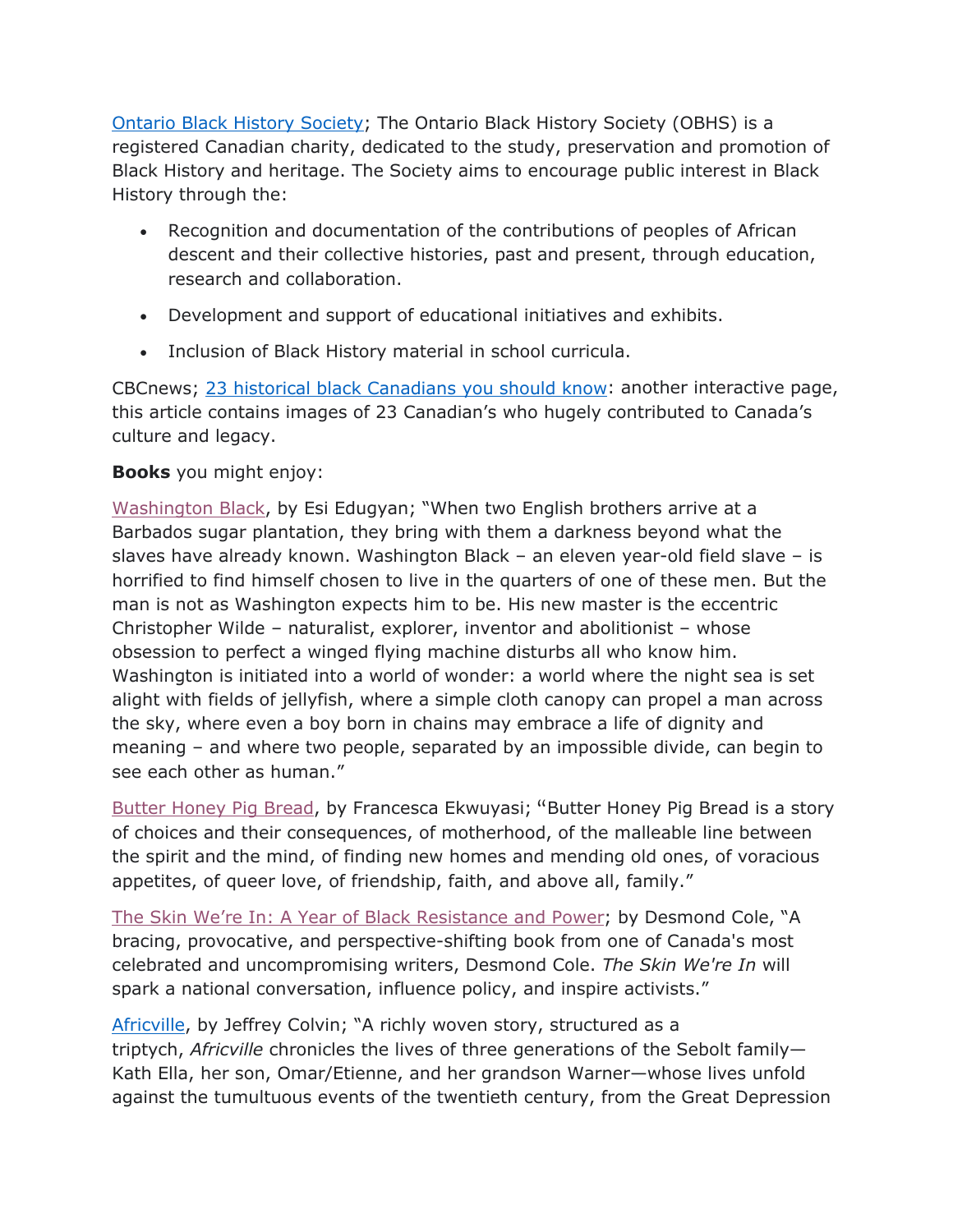Ontario Black History Society; The Ontario Black History Society (OBHS) is a registered Canadian charity, dedicated to the study, preservation and promotion of Black History and heritage. The Society aims to encourage public interest in Black History through the:

- Recognition and documentation of the contributions of peoples of African descent and their collective histories, past and present, through education, research and collaboration.
- Development and support of educational initiatives and exhibits.
- Inclusion of Black History material in school curricula.

CBCnews; 23 historical black Canadians you should know: another interactive page, this article contains images of 23 Canadian's who hugely contributed to Canada's culture and legacy.

**Books** you might enjoy:

Washington Black, by Esi Edugyan; "When two English brothers arrive at a Barbados sugar plantation, they bring with them a darkness beyond what the slaves have already known. Washington Black – an eleven year-old field slave – is horrified to find himself chosen to live in the quarters of one of these men. But the man is not as Washington expects him to be. His new master is the eccentric Christopher Wilde – naturalist, explorer, inventor and abolitionist – whose obsession to perfect a winged flying machine disturbs all who know him. Washington is initiated into a world of wonder: a world where the night sea is set alight with fields of jellyfish, where a simple cloth canopy can propel a man across the sky, where even a boy born in chains may embrace a life of dignity and meaning – and where two people, separated by an impossible divide, can begin to see each other as human."

Butter Honey Pig Bread, by Francesca Ekwuyasi; "Butter Honey Pig Bread is a story of choices and their consequences, of motherhood, of the malleable line between the spirit and the mind, of finding new homes and mending old ones, of voracious appetites, of queer love, of friendship, faith, and above all, family."

The Skin We're In: A Year of Black Resistance and Power; by Desmond Cole, "A bracing, provocative, and perspective-shifting book from one of Canada's most celebrated and uncompromising writers, Desmond Cole. *The Skin We're In* will spark a national conversation, influence policy, and inspire activists."

Africville, by Jeffrey Colvin; "A richly woven story, structured as a triptych, *Africville* chronicles the lives of three generations of the Sebolt family—Kath Ella, her son, Omar/Etienne, and her grandson Warner—whose lives unfold against the tumultuous events of the twentieth century, from the Great Depression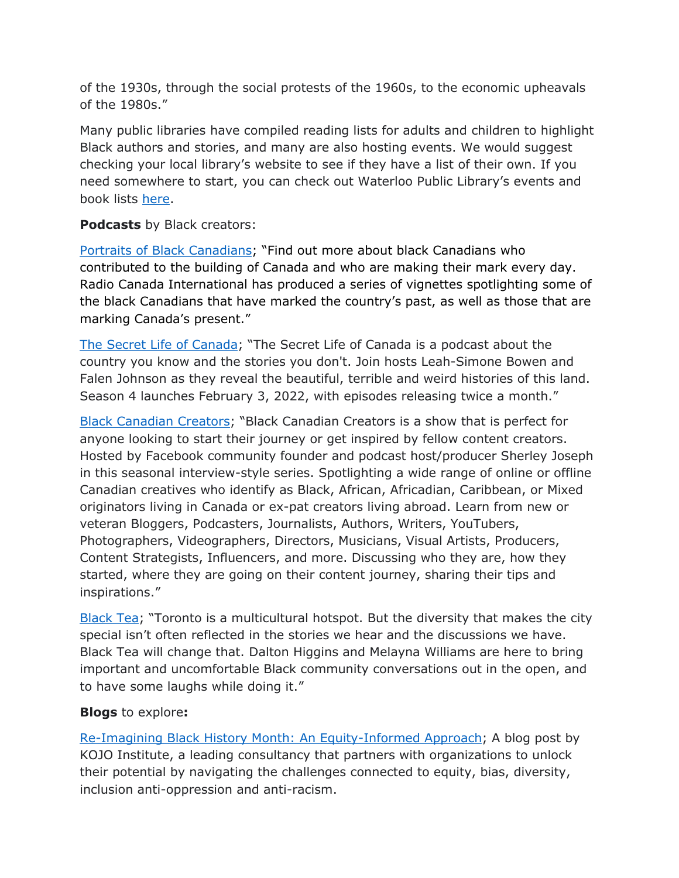of the 1930s, through the social protests of the 1960s, to the economic upheavals of the 1980s."

Many public libraries have compiled reading lists for adults and children to highlight Black authors and stories, and many are also hosting events. We would suggest checking your local library's website to see if they have a list of their own. If you need somewhere to start, you can check out Waterloo Public Library's events and book lists here.

**Podcasts** by Black creators:

Portraits of Black Canadians; "Find out more about black Canadians who contributed to the building of Canada and who are making their mark every day. Radio Canada International has produced a series of vignettes spotlighting some of the black Canadians that have marked the country's past, as well as those that are marking Canada's present."

The Secret Life of Canada; "The Secret Life of Canada is a podcast about the country you know and the stories you don't. Join hosts Leah-Simone Bowen and Falen Johnson as they reveal the beautiful, terrible and weird histories of this land. Season 4 launches February 3, 2022, with episodes releasing twice a month."

Black Canadian Creators; "Black Canadian Creators is a show that is perfect for anyone looking to start their journey or get inspired by fellow content creators. Hosted by Facebook community founder and podcast host/producer Sherley Joseph in this seasonal interview-style series. Spotlighting a wide range of online or offline Canadian creatives who identify as Black, African, Africadian, Caribbean, or Mixed originators living in Canada or ex-pat creators living abroad. Learn from new or veteran Bloggers, Podcasters, Journalists, Authors, Writers, YouTubers, Photographers, Videographers, Directors, Musicians, Visual Artists, Producers, Content Strategists, Influencers, and more. Discussing who they are, how they started, where they are going on their content journey, sharing their tips and inspirations."

Black Tea; "Toronto is a multicultural hotspot. But the diversity that makes the city special isn't often reflected in the stories we hear and the discussions we have. Black Tea will change that. Dalton Higgins and Melayna Williams are here to bring important and uncomfortable Black community conversations out in the open, and to have some laughs while doing it."

**Blogs** to explore**:**

Re-Imagining Black History Month: An Equity-Informed Approach; A blog post by KOJO Institute, a leading consultancy that partners with organizations to unlock their potential by navigating the challenges connected to equity, bias, diversity, inclusion anti-oppression and anti-racism.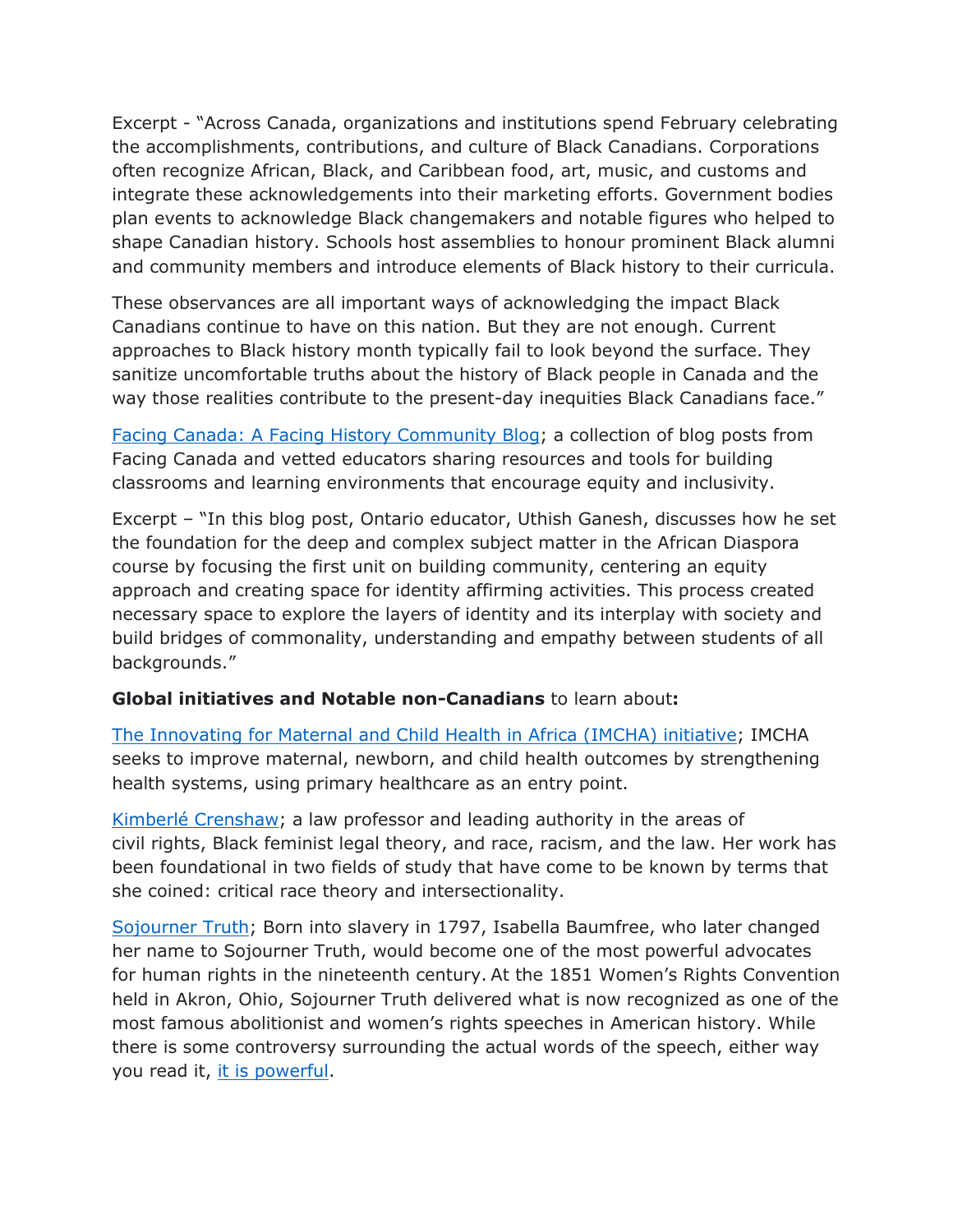Excerpt - "Across Canada, organizations and institutions spend February celebrating the accomplishments, contributions, and culture of Black Canadians. Corporations often recognize African, Black, and Caribbean food, art, music, and customs and integrate these acknowledgements into their marketing efforts. Government bodies plan events to acknowledge Black changemakers and notable figures who helped to shape Canadian history. Schools host assemblies to honour prominent Black alumni and community members and introduce elements of Black history to their curricula.

These observances are all important ways of acknowledging the impact Black Canadians continue to have on this nation. But they are not enough. Current approaches to Black history month typically fail to look beyond the surface. They sanitize uncomfortable truths about the history of Black people in Canada and the way those realities contribute to the present-day inequities Black Canadians face."

Facing Canada: A Facing History Community Blog; a collection of blog posts from Facing Canada and vetted educators sharing resources and tools for building classrooms and learning environments that encourage equity and inclusivity.

Excerpt – "In this blog post, Ontario educator, Uthish Ganesh, discusses how he set the foundation for the deep and complex subject matter in the African Diaspora course by focusing the first unit on building community, centering an equity approach and creating space for identity affirming activities. This process created necessary space to explore the layers of identity and its interplay with society and build bridges of commonality, understanding and empathy between students of all backgrounds."

**Global initiatives and Notable non-Canadians** to learn about**:**

The Innovating for Maternal and Child Health in Africa (IMCHA) initiative; IMCHA seeks to improve maternal, newborn, and child health outcomes by strengthening health systems, using primary healthcare as an entry point.

Kimberlé Crenshaw; a law professor and leading authority in the areas of civil rights, Black feminist legal theory, and race, racism, and the law. Her work has been foundational in two fields of study that have come to be known by terms that she coined: critical race theory and intersectionality.

Sojourner Truth; Born into slavery in 1797, Isabella Baumfree, who later changed her name to Sojourner Truth, would become one of the most powerful advocates for human rights in the nineteenth century. At the 1851 Women's Rights Convention held in Akron, Ohio, Sojourner Truth delivered what is now recognized as one of the most famous abolitionist and women's rights speeches in American history. While there is some controversy surrounding the actual words of the speech, either way you read it, it is powerful.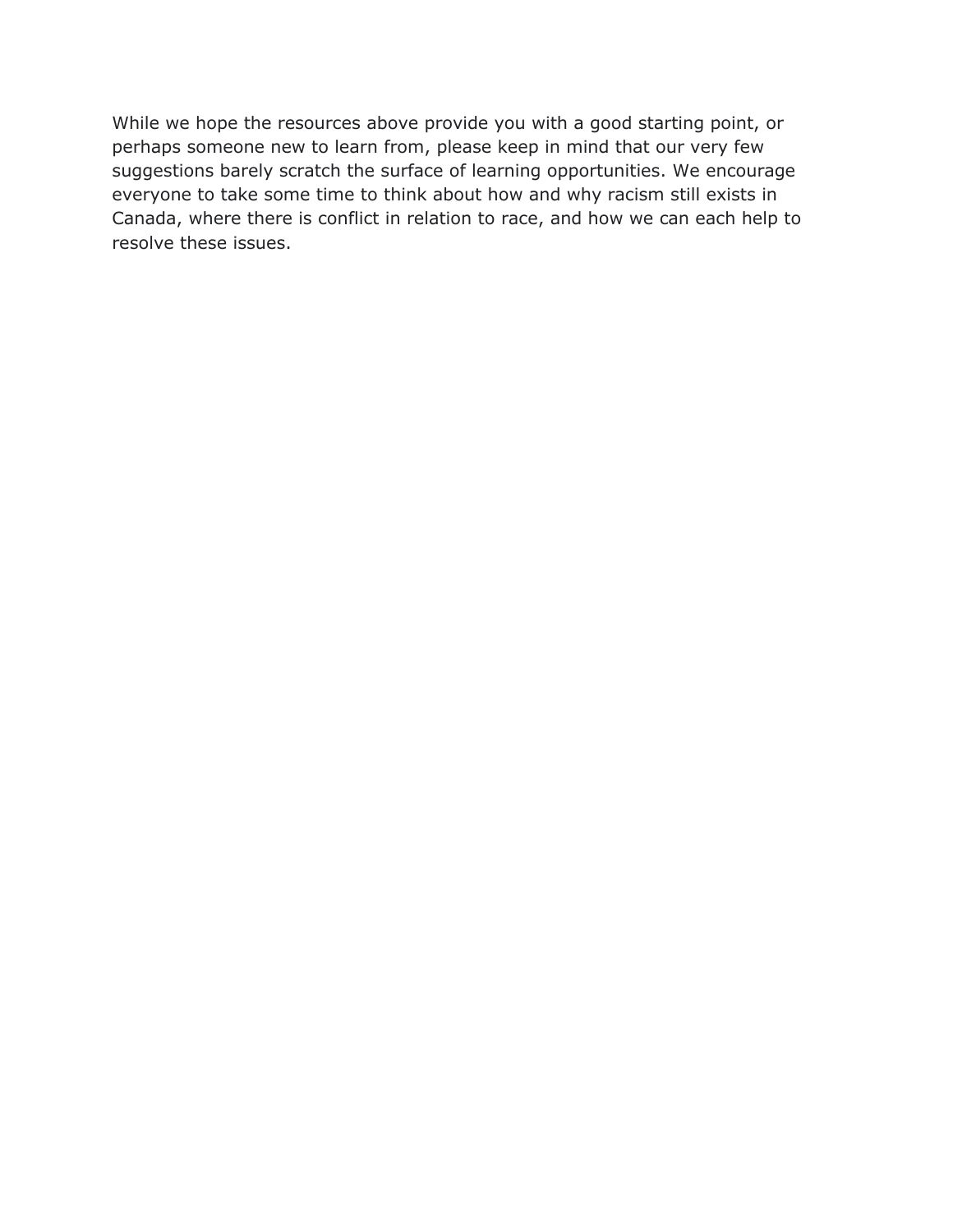While we hope the resources above provide you with a good starting point, or perhaps someone new to learn from, please keep in mind that our very few suggestions barely scratch the surface of learning opportunities. We encourage everyone to take some time to think about how and why racism still exists in Canada, where there is conflict in relation to race, and how we can each help to resolve these issues.